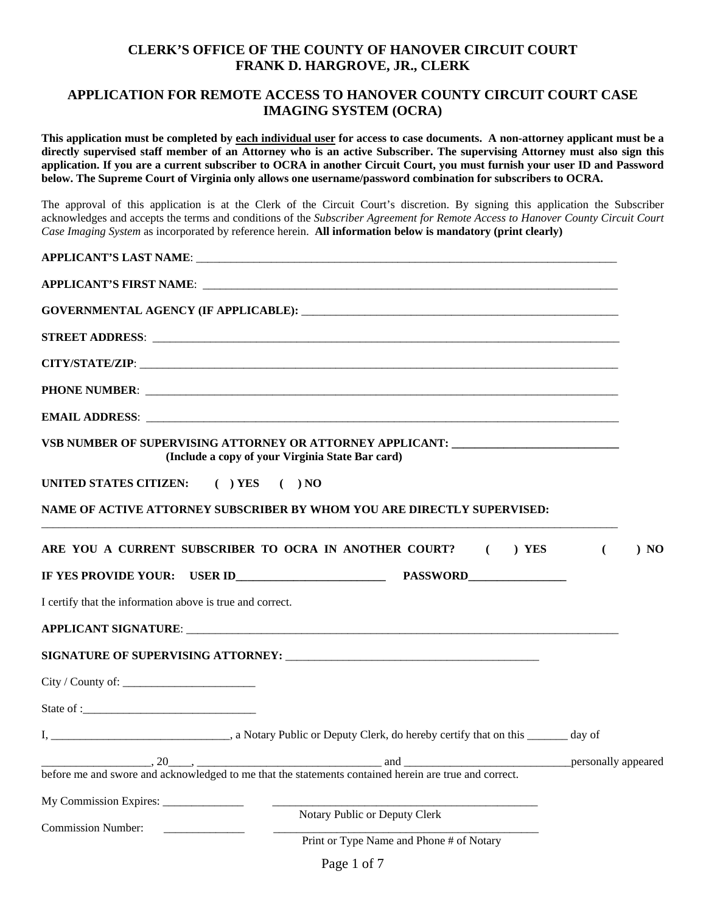# CLERK'S OFFICE OF THE COUNTY OF HANOVER CIRCUIT COURT
# FRANK D. HARGROVE, JR., CLERK

## APPLICATION FOR REMOTE ACCESS TO HANOVER COUNTY CIRCUIT COURT CASE IMAGING SYSTEM (OCRA)

**This application must be completed by <u>each individual user</u> for access to case documents. A non-attorney applicant must be a directly supervised staff member of an Attorney who is an active Subscriber. The supervising Attorney must also sign this application. If you are a current subscriber to OCRA in another Circuit Court, you must furnish your user ID and Password below. The Supreme Court of Virginia only allows one username/password combination for subscribers to OCRA.**

The approval of this application is at the Clerk of the Circuit Court's discretion. By signing this application the Subscriber acknowledges and accepts the terms and conditions of the *Subscriber Agreement for Remote Access to Hanover County Circuit Court Case Imaging System* as incorporated by reference herein. **All information below is mandatory (print clearly)**

**APPLICANT'S LAST NAME**: ______________________________________________

**APPLICANT'S FIRST NAME**: ______________________________________________

**GOVERNMENTAL AGENCY (IF APPLICABLE):** ______________________________________________

**STREET ADDRESS**: ______________________________________________

**CITY/STATE/ZIP**: ______________________________________________

**PHONE NUMBER**: ______________________________________________

**EMAIL ADDRESS**: ______________________________________________

**VSB NUMBER OF SUPERVISING ATTORNEY OR ATTORNEY APPLICANT:** ____________________________
**(Include a copy of your Virginia State Bar card)**

**UNITED STATES CITIZEN: ( ) YES ( ) NO**

**NAME OF ACTIVE ATTORNEY SUBSCRIBER BY WHOM YOU ARE DIRECTLY SUPERVISED:**
______________________________________________

**ARE YOU A CURRENT SUBSCRIBER TO OCRA IN ANOTHER COURT? ( ) YES ( ) NO**

**IF YES PROVIDE YOUR: USER ID__________________________ PASSWORD_________________**

I certify that the information above is true and correct.

**APPLICANT SIGNATURE**: ______________________________________________

**SIGNATURE OF SUPERVISING ATTORNEY:** ______________________________________________

City / County of: _______________________

State of :______________________________

I, _______________________________, a Notary Public or Deputy Clerk, do hereby certify that on this _______ day of

__________________, 20____, _________________________________ and ______________________________personally appeared before me and swore and acknowledged to me that the statements contained herein are true and correct.

My Commission Expires: ______________ ______________________________________________
Notary Public or Deputy Clerk

Commission Number: ______________ ______________________________________________
Print or Type Name and Phone # of Notary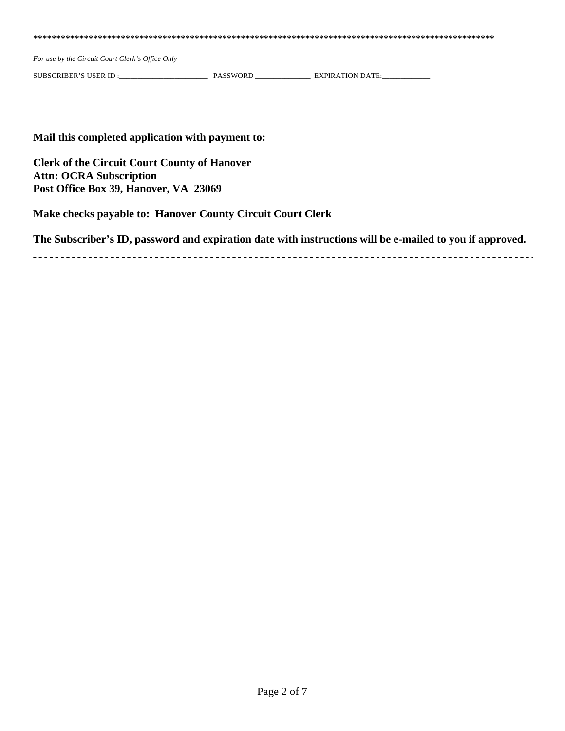****************************************************************************************************

*For use by the Circuit Court Clerk's Office Only*

SUBSCRIBER'S USER ID :_______________________ PASSWORD ______________ EXPIRATION DATE:____________

**Mail this completed application with payment to:**

**Clerk of the Circuit Court County of Hanover**
**Attn: OCRA Subscription**
**Post Office Box 39, Hanover, VA 23069**

**Make checks payable to: Hanover County Circuit Court Clerk**

**The Subscriber's ID, password and expiration date with instructions will be e-mailed to you if approved.**

- - - - - - - - - - - - - - - - - - - - - - - - - - - - - - - - - - - - - - - - - - - - - - - - - - - - - - - - - - - - - - - - - - - - - - - - - -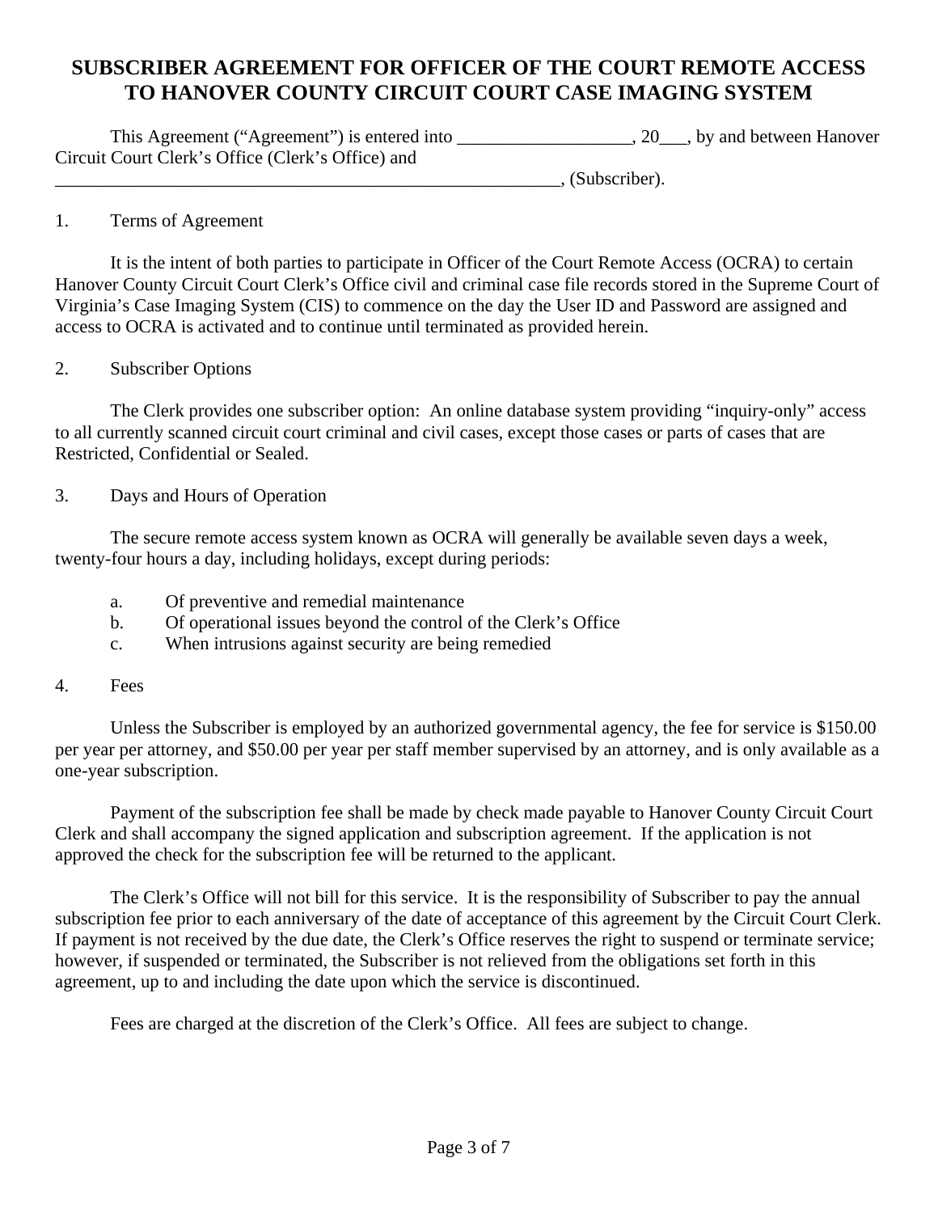# SUBSCRIBER AGREEMENT FOR OFFICER OF THE COURT REMOTE ACCESS TO HANOVER COUNTY CIRCUIT COURT CASE IMAGING SYSTEM

This Agreement ("Agreement") is entered into ___________________, 20___, by and between Hanover Circuit Court Clerk's Office (Clerk's Office) and _________________________________________________________, (Subscriber).

1. Terms of Agreement

It is the intent of both parties to participate in Officer of the Court Remote Access (OCRA) to certain Hanover County Circuit Court Clerk's Office civil and criminal case file records stored in the Supreme Court of Virginia's Case Imaging System (CIS) to commence on the day the User ID and Password are assigned and access to OCRA is activated and to continue until terminated as provided herein.

2. Subscriber Options

The Clerk provides one subscriber option: An online database system providing "inquiry-only" access to all currently scanned circuit court criminal and civil cases, except those cases or parts of cases that are Restricted, Confidential or Sealed.

3. Days and Hours of Operation

The secure remote access system known as OCRA will generally be available seven days a week, twenty-four hours a day, including holidays, except during periods:

a. Of preventive and remedial maintenance
b. Of operational issues beyond the control of the Clerk's Office
c. When intrusions against security are being remedied

4. Fees

Unless the Subscriber is employed by an authorized governmental agency, the fee for service is $150.00 per year per attorney, and $50.00 per year per staff member supervised by an attorney, and is only available as a one-year subscription.

Payment of the subscription fee shall be made by check made payable to Hanover County Circuit Court Clerk and shall accompany the signed application and subscription agreement. If the application is not approved the check for the subscription fee will be returned to the applicant.

The Clerk's Office will not bill for this service. It is the responsibility of Subscriber to pay the annual subscription fee prior to each anniversary of the date of acceptance of this agreement by the Circuit Court Clerk. If payment is not received by the due date, the Clerk's Office reserves the right to suspend or terminate service; however, if suspended or terminated, the Subscriber is not relieved from the obligations set forth in this agreement, up to and including the date upon which the service is discontinued.

Fees are charged at the discretion of the Clerk's Office. All fees are subject to change.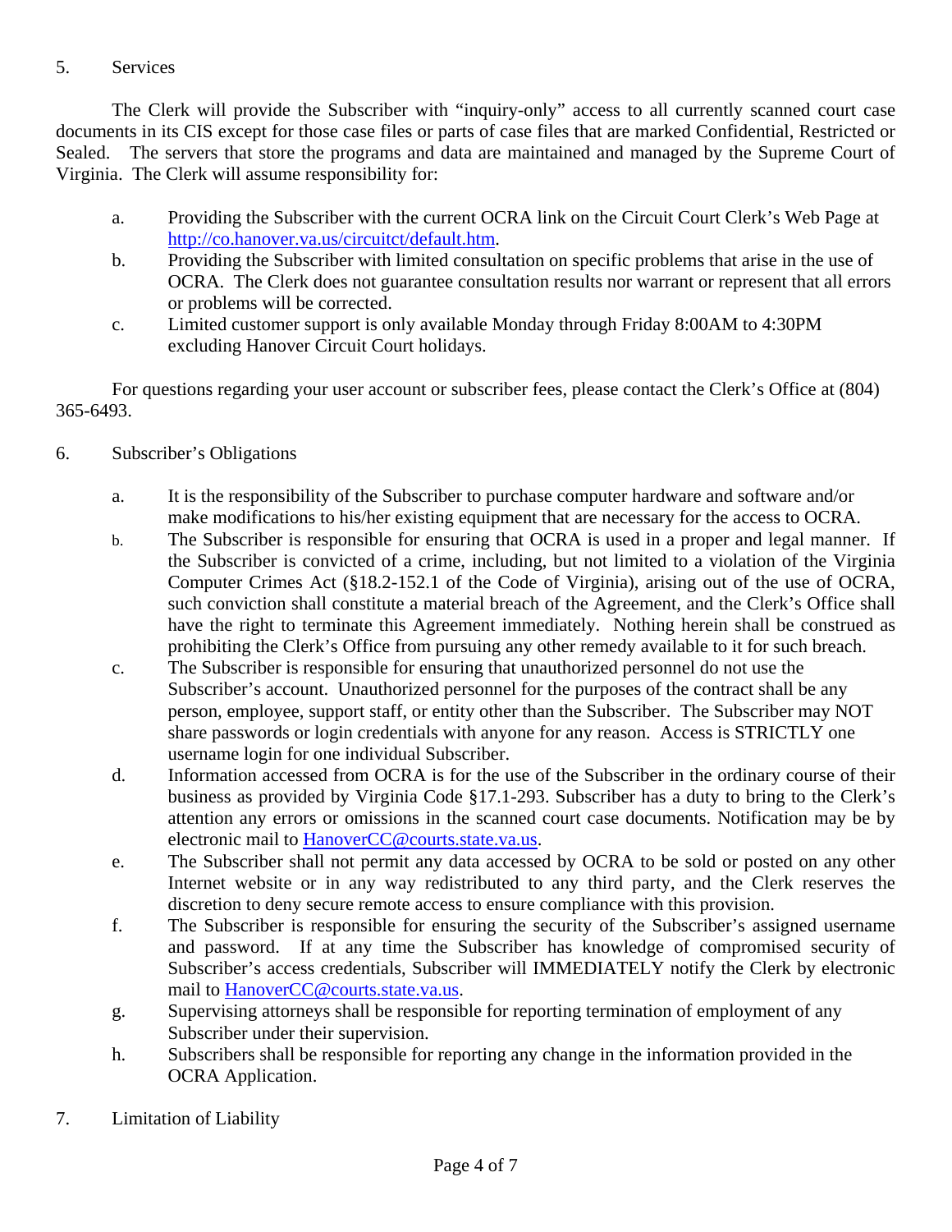5. Services

The Clerk will provide the Subscriber with "inquiry-only" access to all currently scanned court case documents in its CIS except for those case files or parts of case files that are marked Confidential, Restricted or Sealed. The servers that store the programs and data are maintained and managed by the Supreme Court of Virginia. The Clerk will assume responsibility for:

a. Providing the Subscriber with the current OCRA link on the Circuit Court Clerk's Web Page at http://co.hanover.va.us/circuitct/default.htm.
b. Providing the Subscriber with limited consultation on specific problems that arise in the use of OCRA. The Clerk does not guarantee consultation results nor warrant or represent that all errors or problems will be corrected.
c. Limited customer support is only available Monday through Friday 8:00AM to 4:30PM excluding Hanover Circuit Court holidays.

For questions regarding your user account or subscriber fees, please contact the Clerk's Office at (804) 365-6493.

6. Subscriber's Obligations

a. It is the responsibility of the Subscriber to purchase computer hardware and software and/or make modifications to his/her existing equipment that are necessary for the access to OCRA.
b. The Subscriber is responsible for ensuring that OCRA is used in a proper and legal manner. If the Subscriber is convicted of a crime, including, but not limited to a violation of the Virginia Computer Crimes Act (§18.2-152.1 of the Code of Virginia), arising out of the use of OCRA, such conviction shall constitute a material breach of the Agreement, and the Clerk's Office shall have the right to terminate this Agreement immediately. Nothing herein shall be construed as prohibiting the Clerk's Office from pursuing any other remedy available to it for such breach.
c. The Subscriber is responsible for ensuring that unauthorized personnel do not use the Subscriber's account. Unauthorized personnel for the purposes of the contract shall be any person, employee, support staff, or entity other than the Subscriber. The Subscriber may NOT share passwords or login credentials with anyone for any reason. Access is STRICTLY one username login for one individual Subscriber.
d. Information accessed from OCRA is for the use of the Subscriber in the ordinary course of their business as provided by Virginia Code §17.1-293. Subscriber has a duty to bring to the Clerk's attention any errors or omissions in the scanned court case documents. Notification may be by electronic mail to HanoverCC@courts.state.va.us.
e. The Subscriber shall not permit any data accessed by OCRA to be sold or posted on any other Internet website or in any way redistributed to any third party, and the Clerk reserves the discretion to deny secure remote access to ensure compliance with this provision.
f. The Subscriber is responsible for ensuring the security of the Subscriber's assigned username and password. If at any time the Subscriber has knowledge of compromised security of Subscriber's access credentials, Subscriber will IMMEDIATELY notify the Clerk by electronic mail to HanoverCC@courts.state.va.us.
g. Supervising attorneys shall be responsible for reporting termination of employment of any Subscriber under their supervision.
h. Subscribers shall be responsible for reporting any change in the information provided in the OCRA Application.

7. Limitation of Liability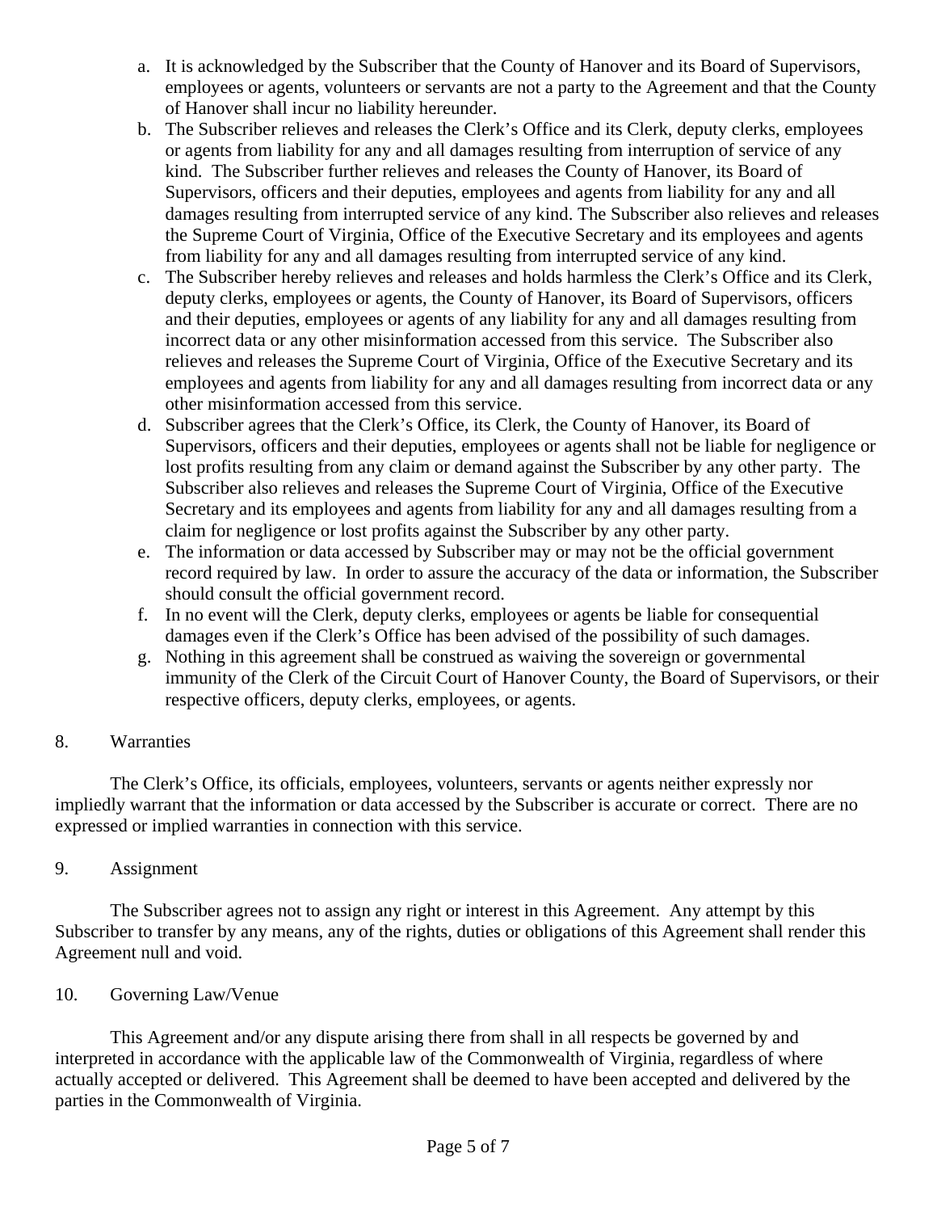a. It is acknowledged by the Subscriber that the County of Hanover and its Board of Supervisors, employees or agents, volunteers or servants are not a party to the Agreement and that the County of Hanover shall incur no liability hereunder.
b. The Subscriber relieves and releases the Clerk's Office and its Clerk, deputy clerks, employees or agents from liability for any and all damages resulting from interruption of service of any kind. The Subscriber further relieves and releases the County of Hanover, its Board of Supervisors, officers and their deputies, employees and agents from liability for any and all damages resulting from interrupted service of any kind. The Subscriber also relieves and releases the Supreme Court of Virginia, Office of the Executive Secretary and its employees and agents from liability for any and all damages resulting from interrupted service of any kind.
c. The Subscriber hereby relieves and releases and holds harmless the Clerk's Office and its Clerk, deputy clerks, employees or agents, the County of Hanover, its Board of Supervisors, officers and their deputies, employees or agents of any liability for any and all damages resulting from incorrect data or any other misinformation accessed from this service. The Subscriber also relieves and releases the Supreme Court of Virginia, Office of the Executive Secretary and its employees and agents from liability for any and all damages resulting from incorrect data or any other misinformation accessed from this service.
d. Subscriber agrees that the Clerk's Office, its Clerk, the County of Hanover, its Board of Supervisors, officers and their deputies, employees or agents shall not be liable for negligence or lost profits resulting from any claim or demand against the Subscriber by any other party. The Subscriber also relieves and releases the Supreme Court of Virginia, Office of the Executive Secretary and its employees and agents from liability for any and all damages resulting from a claim for negligence or lost profits against the Subscriber by any other party.
e. The information or data accessed by Subscriber may or may not be the official government record required by law. In order to assure the accuracy of the data or information, the Subscriber should consult the official government record.
f. In no event will the Clerk, deputy clerks, employees or agents be liable for consequential damages even if the Clerk's Office has been advised of the possibility of such damages.
g. Nothing in this agreement shall be construed as waiving the sovereign or governmental immunity of the Clerk of the Circuit Court of Hanover County, the Board of Supervisors, or their respective officers, deputy clerks, employees, or agents.

8. Warranties

The Clerk's Office, its officials, employees, volunteers, servants or agents neither expressly nor impliedly warrant that the information or data accessed by the Subscriber is accurate or correct. There are no expressed or implied warranties in connection with this service.

9. Assignment

The Subscriber agrees not to assign any right or interest in this Agreement. Any attempt by this Subscriber to transfer by any means, any of the rights, duties or obligations of this Agreement shall render this Agreement null and void.

10. Governing Law/Venue

This Agreement and/or any dispute arising there from shall in all respects be governed by and interpreted in accordance with the applicable law of the Commonwealth of Virginia, regardless of where actually accepted or delivered. This Agreement shall be deemed to have been accepted and delivered by the parties in the Commonwealth of Virginia.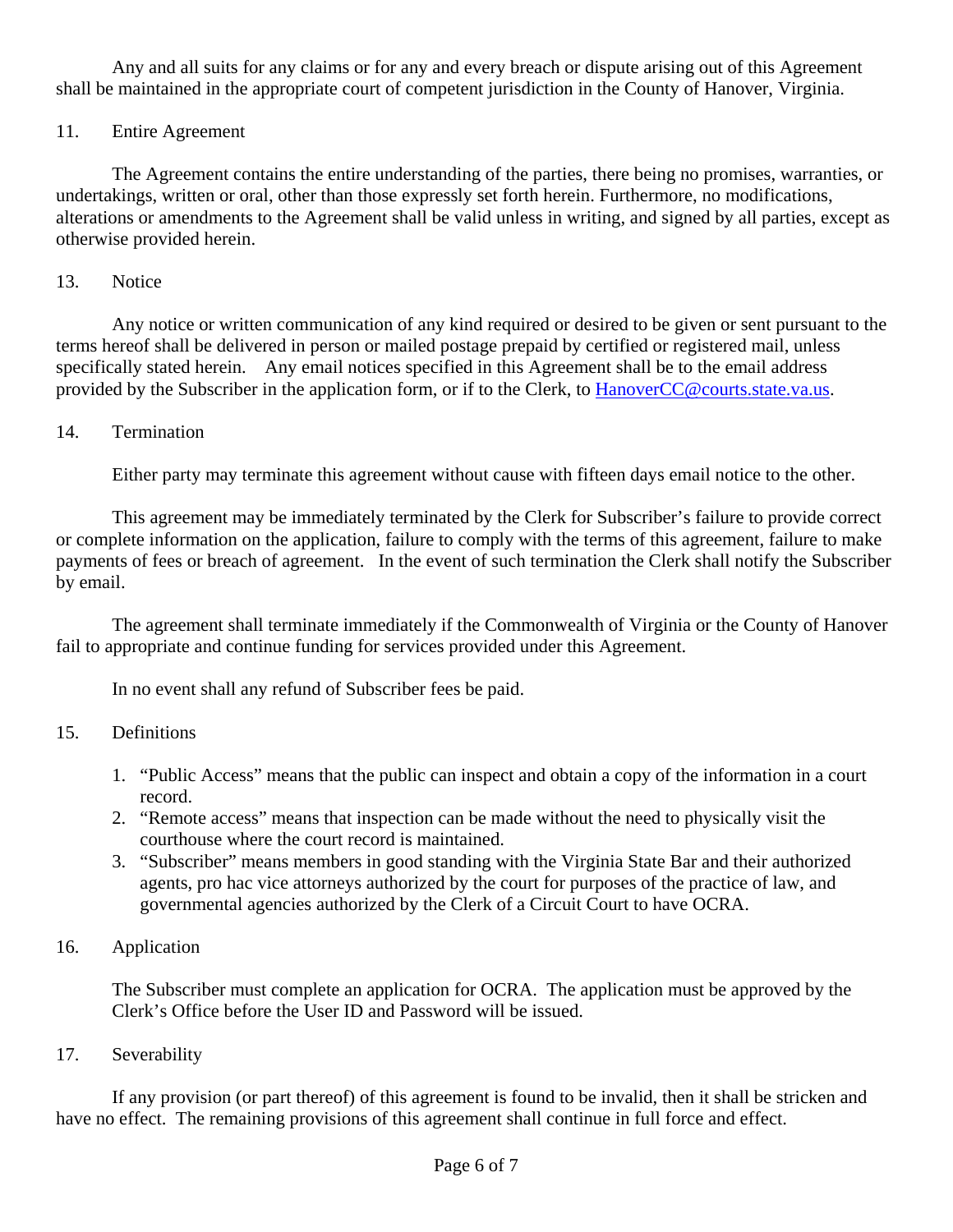Any and all suits for any claims or for any and every breach or dispute arising out of this Agreement shall be maintained in the appropriate court of competent jurisdiction in the County of Hanover, Virginia.

11. Entire Agreement

The Agreement contains the entire understanding of the parties, there being no promises, warranties, or undertakings, written or oral, other than those expressly set forth herein. Furthermore, no modifications, alterations or amendments to the Agreement shall be valid unless in writing, and signed by all parties, except as otherwise provided herein.

13. Notice

Any notice or written communication of any kind required or desired to be given or sent pursuant to the terms hereof shall be delivered in person or mailed postage prepaid by certified or registered mail, unless specifically stated herein. Any email notices specified in this Agreement shall be to the email address provided by the Subscriber in the application form, or if to the Clerk, to HanoverCC@courts.state.va.us.

14. Termination

Either party may terminate this agreement without cause with fifteen days email notice to the other.

This agreement may be immediately terminated by the Clerk for Subscriber's failure to provide correct or complete information on the application, failure to comply with the terms of this agreement, failure to make payments of fees or breach of agreement. In the event of such termination the Clerk shall notify the Subscriber by email.

The agreement shall terminate immediately if the Commonwealth of Virginia or the County of Hanover fail to appropriate and continue funding for services provided under this Agreement.

In no event shall any refund of Subscriber fees be paid.

15. Definitions

1. "Public Access" means that the public can inspect and obtain a copy of the information in a court record.
2. "Remote access" means that inspection can be made without the need to physically visit the courthouse where the court record is maintained.
3. "Subscriber" means members in good standing with the Virginia State Bar and their authorized agents, pro hac vice attorneys authorized by the court for purposes of the practice of law, and governmental agencies authorized by the Clerk of a Circuit Court to have OCRA.

16. Application

The Subscriber must complete an application for OCRA. The application must be approved by the Clerk's Office before the User ID and Password will be issued.

17. Severability

If any provision (or part thereof) of this agreement is found to be invalid, then it shall be stricken and have no effect. The remaining provisions of this agreement shall continue in full force and effect.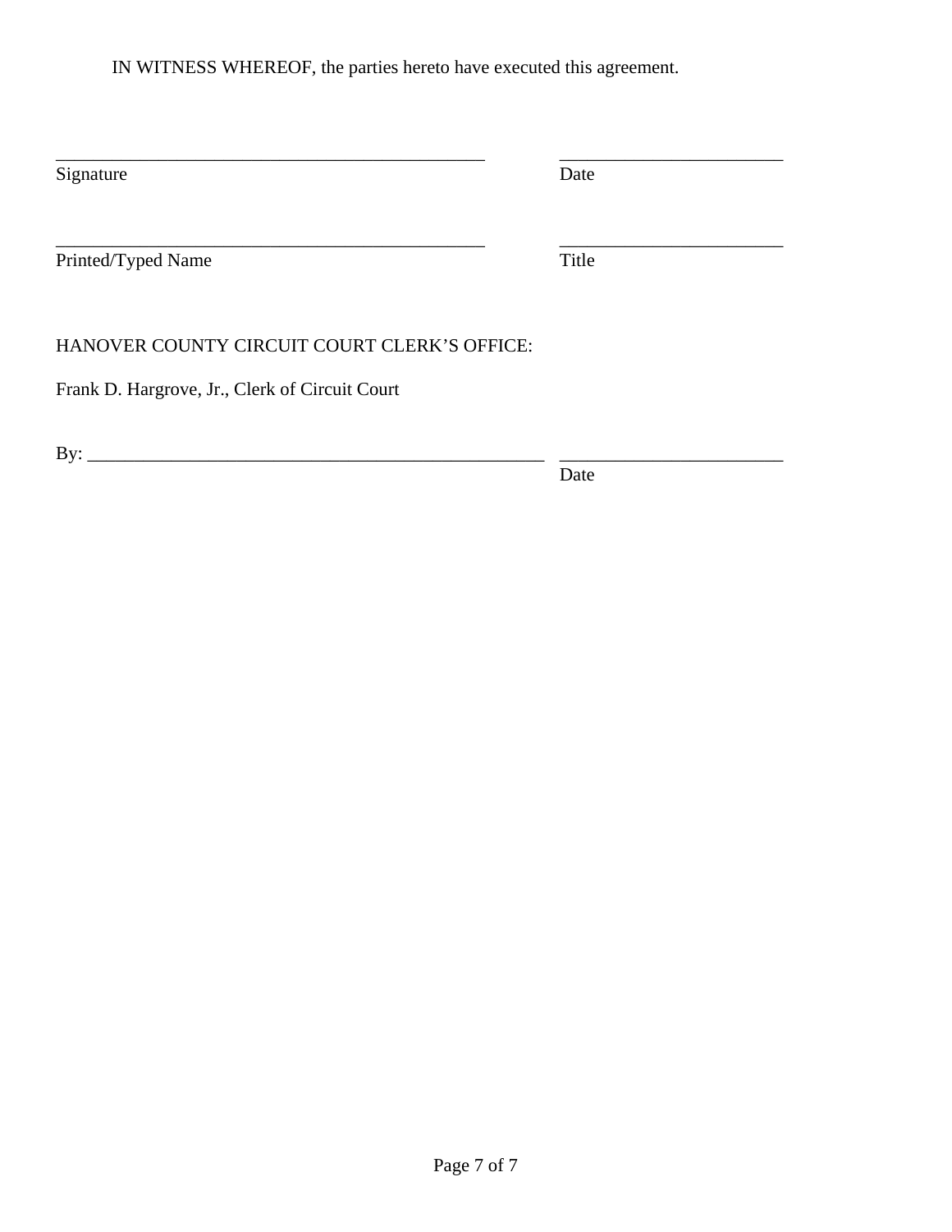IN WITNESS WHEREOF, the parties hereto have executed this agreement.

_______________________________________________ ________________________
Signature Date

_______________________________________________ ________________________
Printed/Typed Name Title

HANOVER COUNTY CIRCUIT COURT CLERK'S OFFICE:

Frank D. Hargrove, Jr., Clerk of Circuit Court

By: ________________________________________________ ________________________
Date